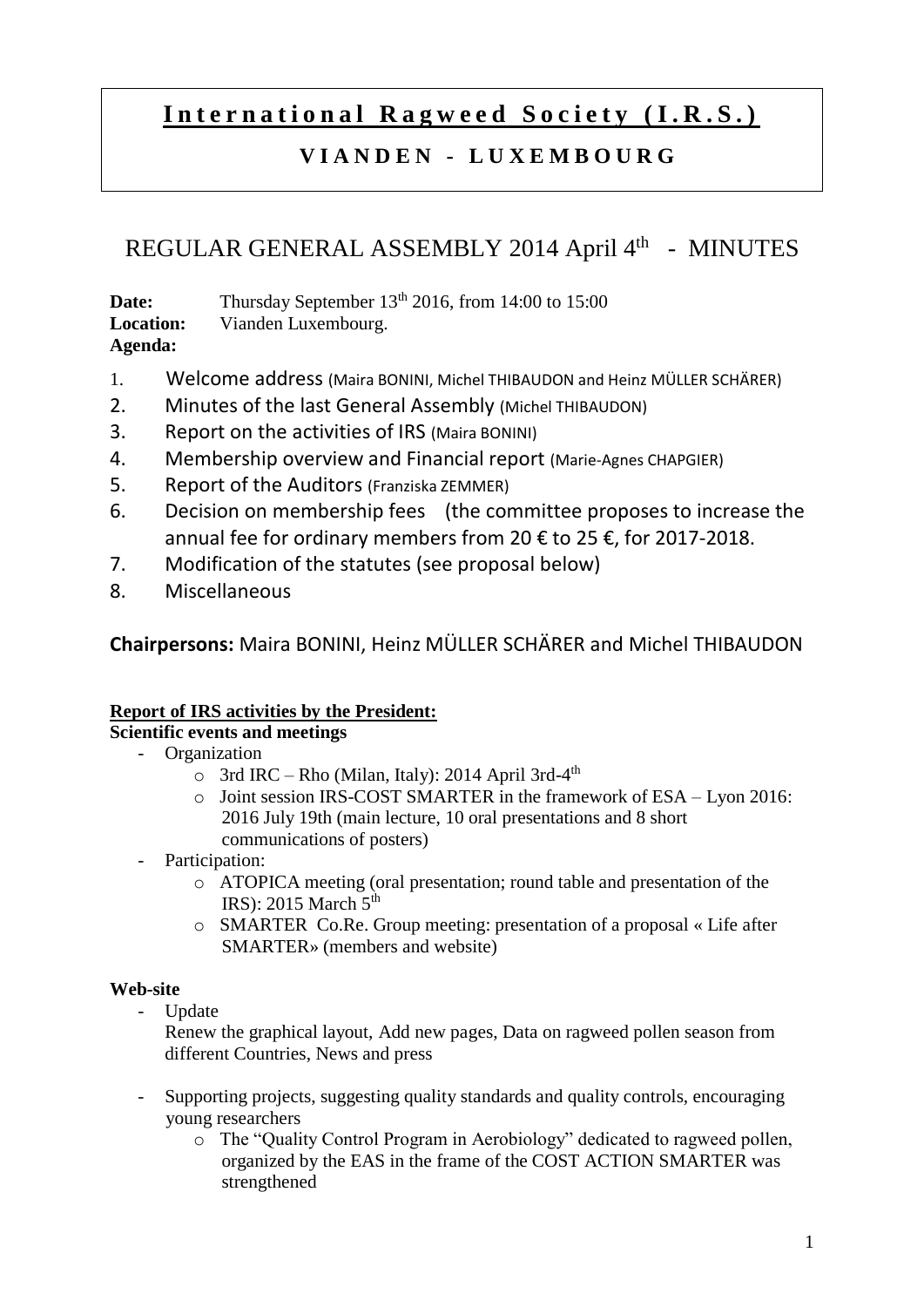# **International Ragweed Society (I.R.S.)**

## **VIANDEN - LUXEMBOURG**

# REGULAR GENERAL ASSEMBLY 2014 April 4th - MINUTES

**Date:** Thursday September 13th 2016, from 14:00 to 15:00
**Location:** Vianden Luxembourg.
**Agenda:**

1. Welcome address (Maira BONINI, Michel THIBAUDON and Heinz MÜLLER SCHÄRER)
2. Minutes of the last General Assembly (Michel THIBAUDON)
3. Report on the activities of IRS (Maira BONINI)
4. Membership overview and Financial report (Marie-Agnes CHAPGIER)
5. Report of the Auditors (Franziska ZEMMER)
6. Decision on membership fees (the committee proposes to increase the annual fee for ordinary members from 20 € to 25 €, for 2017-2018.
7. Modification of the statutes (see proposal below)
8. Miscellaneous

**Chairpersons:** Maira BONINI, Heinz MÜLLER SCHÄRER and Michel THIBAUDON

**Report of IRS activities by the President:**

**Scientific events and meetings**

- Organization
  - 3rd IRC – Rho (Milan, Italy): 2014 April 3rd-4th
  - Joint session IRS-COST SMARTER in the framework of ESA – Lyon 2016: 2016 July 19th (main lecture, 10 oral presentations and 8 short communications of posters)
- Participation:
  - ATOPICA meeting (oral presentation; round table and presentation of the IRS): 2015 March 5th
  - SMARTER Co.Re. Group meeting: presentation of a proposal « Life after SMARTER» (members and website)

**Web-site**

- Update

  Renew the graphical layout, Add new pages, Data on ragweed pollen season from different Countries, News and press

- Supporting projects, suggesting quality standards and quality controls, encouraging young researchers
  - The "Quality Control Program in Aerobiology" dedicated to ragweed pollen, organized by the EAS in the frame of the COST ACTION SMARTER was strengthened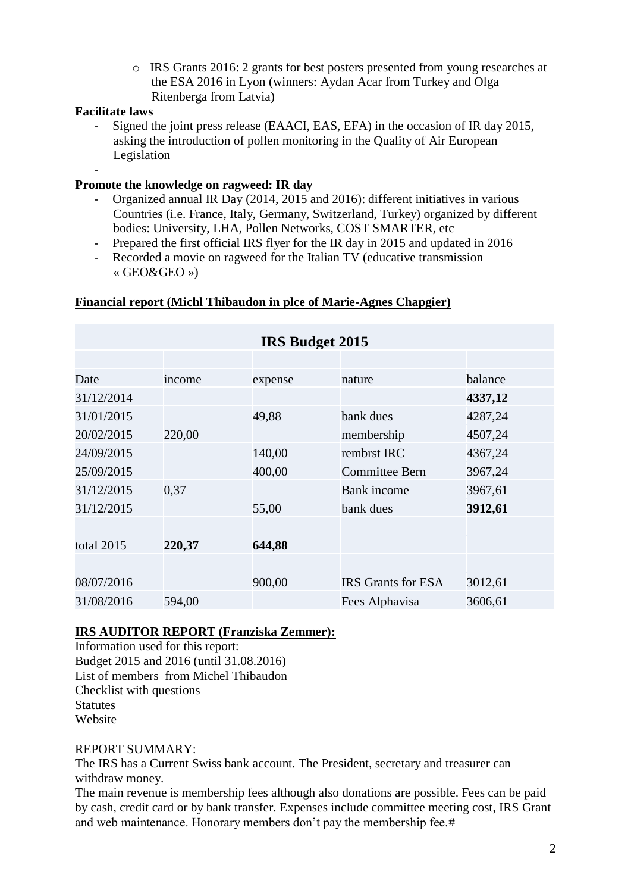- IRS Grants 2016: 2 grants for best posters presented from young researches at the ESA 2016 in Lyon (winners: Aydan Acar from Turkey and Olga Ritenberga from Latvia)

**Facilitate laws**

- Signed the joint press release (EAACI, EAS, EFA) in the occasion of IR day 2015, asking the introduction of pollen monitoring in the Quality of Air European Legislation
-

**Promote the knowledge on ragweed: IR day**

- Organized annual IR Day (2014, 2015 and 2016): different initiatives in various Countries (i.e. France, Italy, Germany, Switzerland, Turkey) organized by different bodies: University, LHA, Pollen Networks, COST SMARTER, etc
- Prepared the first official IRS flyer for the IR day in 2015 and updated in 2016
- Recorded a movie on ragweed for the Italian TV (educative transmission « GEO&GEO »)

**Financial report (Michl Thibaudon in plce of Marie-Agnes Chapgier)**

| IRS Budget 2015 | | | | |
|---|---|---|---|---|
| | | | | |
| Date | income | expense | nature | balance |
| 31/12/2014 | | | | **4337,12** |
| 31/01/2015 | | 49,88 | bank dues | 4287,24 |
| 20/02/2015 | 220,00 | | membership | 4507,24 |
| 24/09/2015 | | 140,00 | rembrst IRC | 4367,24 |
| 25/09/2015 | | 400,00 | Committee Bern | 3967,24 |
| 31/12/2015 | 0,37 | | Bank income | 3967,61 |
| 31/12/2015 | | 55,00 | bank dues | **3912,61** |
| | | | | |
| total 2015 | **220,37** | **644,88** | | |
| | | | | |
| 08/07/2016 | | 900,00 | IRS Grants for ESA | 3012,61 |
| 31/08/2016 | 594,00 | | Fees Alphavisa | 3606,61 |

**IRS AUDITOR REPORT (Franziska Zemmer):**

Information used for this report:
Budget 2015 and 2016 (until 31.08.2016)
List of members from Michel Thibaudon
Checklist with questions
Statutes
Website

REPORT SUMMARY:

The IRS has a Current Swiss bank account. The President, secretary and treasurer can withdraw money.

The main revenue is membership fees although also donations are possible. Fees can be paid by cash, credit card or by bank transfer. Expenses include committee meeting cost, IRS Grant and web maintenance. Honorary members don't pay the membership fee.#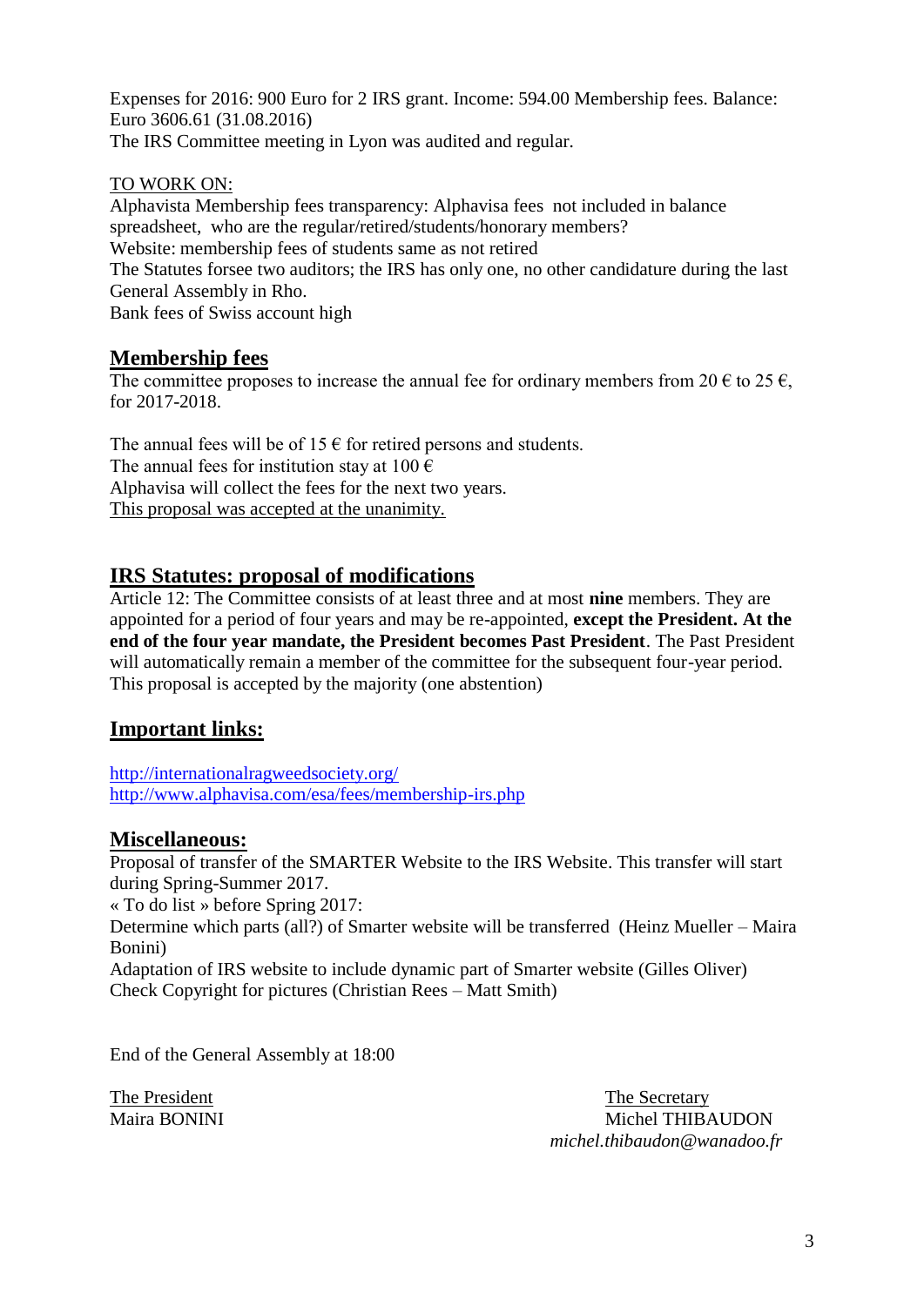Expenses for 2016: 900 Euro for 2 IRS grant. Income: 594.00 Membership fees. Balance: Euro 3606.61 (31.08.2016)
The IRS Committee meeting in Lyon was audited and regular.

TO WORK ON:
Alphavista Membership fees transparency: Alphavisa fees not included in balance spreadsheet, who are the regular/retired/students/honorary members?
Website: membership fees of students same as not retired
The Statutes forsee two auditors; the IRS has only one, no other candidature during the last General Assembly in Rho.
Bank fees of Swiss account high

## Membership fees

The committee proposes to increase the annual fee for ordinary members from 20 € to 25 €, for 2017-2018.

The annual fees will be of 15 € for retired persons and students.
The annual fees for institution stay at 100 €
Alphavisa will collect the fees for the next two years.
This proposal was accepted at the unanimity.

## IRS Statutes: proposal of modifications

Article 12: The Committee consists of at least three and at most **nine** members. They are appointed for a period of four years and may be re-appointed, **except the President. At the end of the four year mandate, the President becomes Past President**. The Past President will automatically remain a member of the committee for the subsequent four-year period.
This proposal is accepted by the majority (one abstention)

## Important links:

http://internationalragweedsociety.org/
http://www.alphavisa.com/esa/fees/membership-irs.php

## Miscellaneous:

Proposal of transfer of the SMARTER Website to the IRS Website. This transfer will start during Spring-Summer 2017.
« To do list » before Spring 2017:
Determine which parts (all?) of Smarter website will be transferred (Heinz Mueller – Maira Bonini)
Adaptation of IRS website to include dynamic part of Smarter website (Gilles Oliver)
Check Copyright for pictures (Christian Rees – Matt Smith)

End of the General Assembly at 18:00

The President
Maira BONINI

The Secretary
Michel THIBAUDON
*michel.thibaudon@wanadoo.fr*